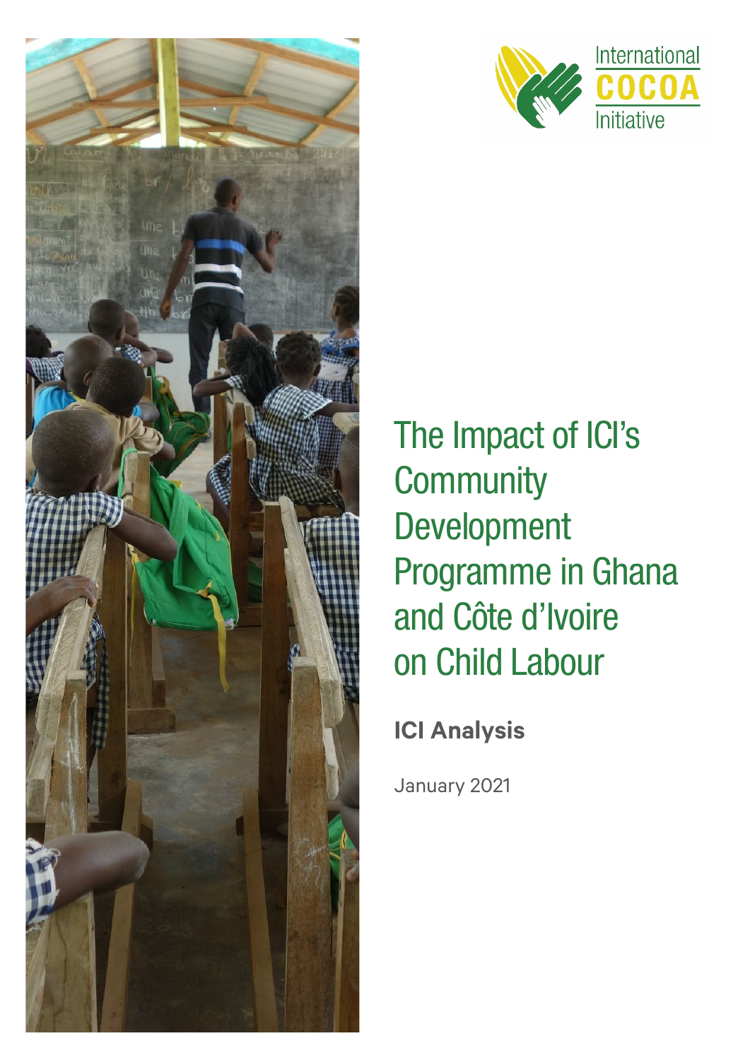International COCOA Initiative

# The Impact of ICI's Community Development Programme in Ghana and Côte d'Ivoire on Child Labour

**ICI Analysis**

January 2021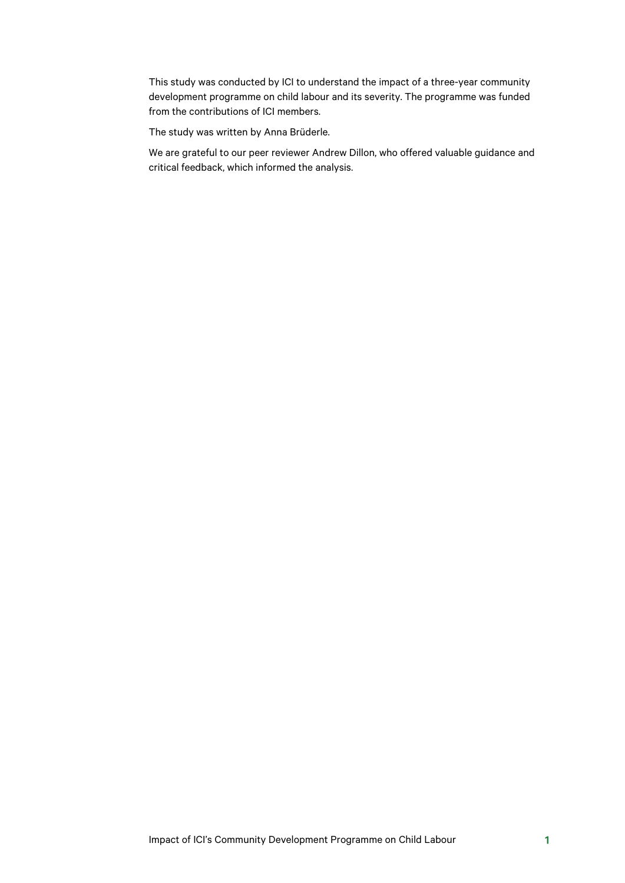This study was conducted by ICI to understand the impact of a three-year community development programme on child labour and its severity. The programme was funded from the contributions of ICI members.

The study was written by Anna Brüderle.

We are grateful to our peer reviewer Andrew Dillon, who offered valuable guidance and critical feedback, which informed the analysis.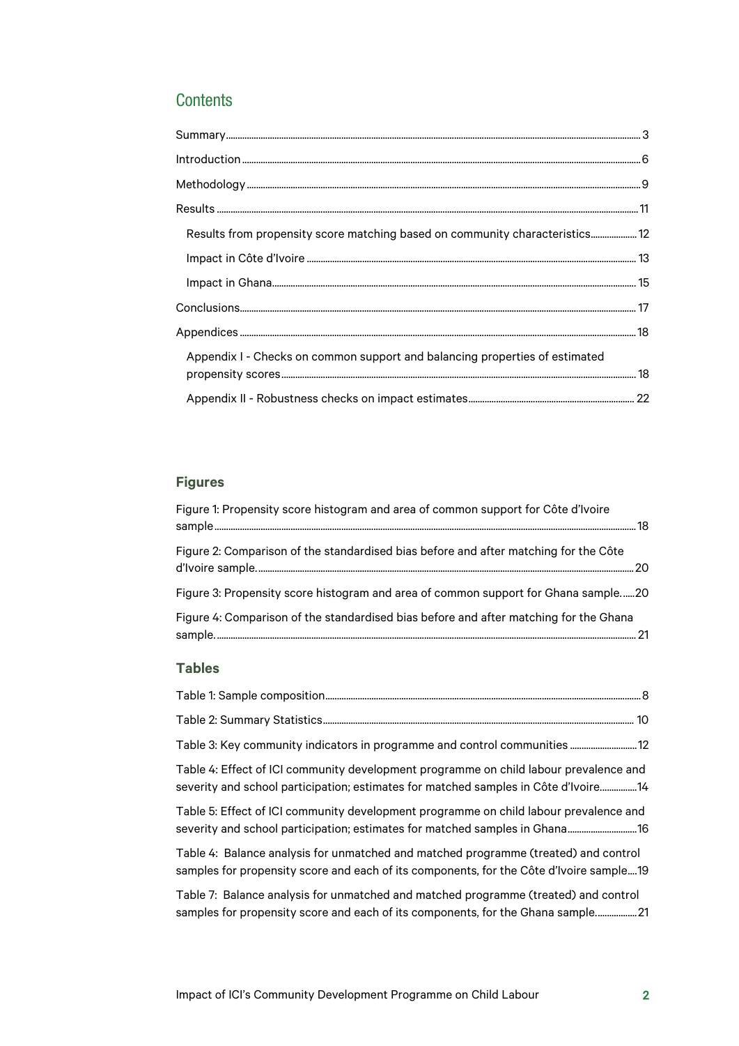## Contents

- Summary ............ 3
- Introduction ............ 6
- Methodology ............ 9
- Results ............ 11
  - Results from propensity score matching based on community characteristics ............ 12
  - Impact in Côte d'Ivoire ............ 13
  - Impact in Ghana ............ 15
- Conclusions ............ 17
- Appendices ............ 18
  - Appendix I - Checks on common support and balancing properties of estimated propensity scores ............ 18
  - Appendix II - Robustness checks on impact estimates ............ 22

### Figures

- Figure 1: Propensity score histogram and area of common support for Côte d'Ivoire sample ............ 18
- Figure 2: Comparison of the standardised bias before and after matching for the Côte d'Ivoire sample. ............ 20
- Figure 3: Propensity score histogram and area of common support for Ghana sample. ............ 20
- Figure 4: Comparison of the standardised bias before and after matching for the Ghana sample. ............ 21

### Tables

- Table 1: Sample composition ............ 8
- Table 2: Summary Statistics ............ 10
- Table 3: Key community indicators in programme and control communities ............ 12
- Table 4: Effect of ICI community development programme on child labour prevalence and severity and school participation; estimates for matched samples in Côte d'Ivoire ............ 14
- Table 5: Effect of ICI community development programme on child labour prevalence and severity and school participation; estimates for matched samples in Ghana ............ 16
- Table 4: Balance analysis for unmatched and matched programme (treated) and control samples for propensity score and each of its components, for the Côte d'Ivoire sample ............ 19
- Table 7: Balance analysis for unmatched and matched programme (treated) and control samples for propensity score and each of its components, for the Ghana sample ............ 21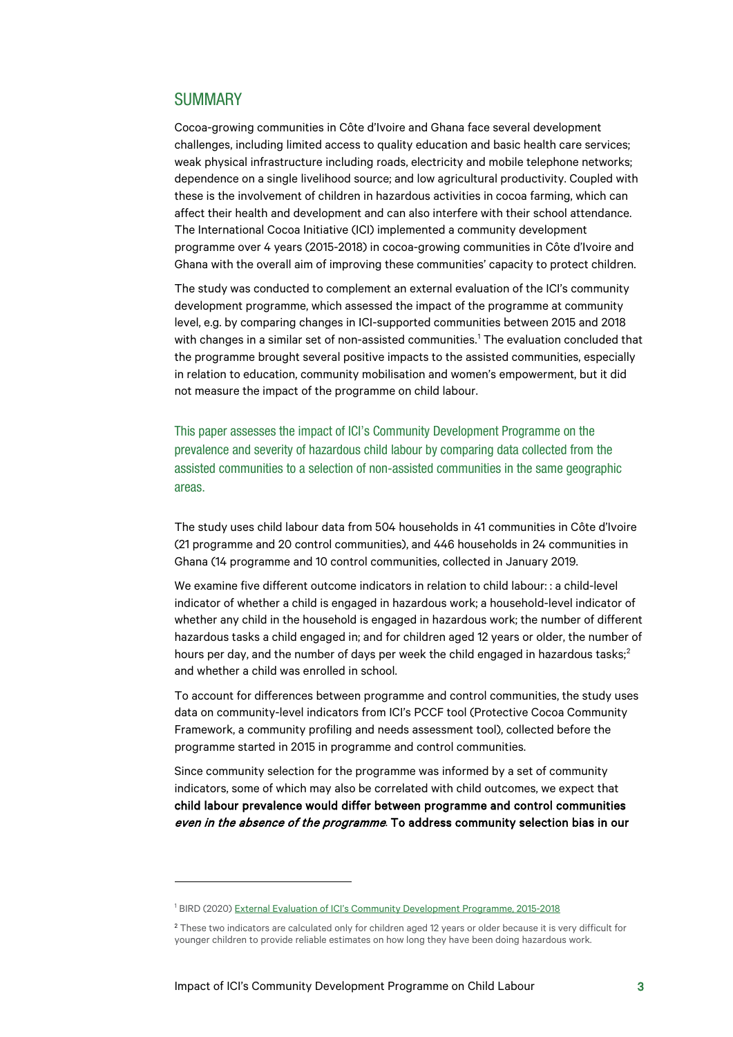## SUMMARY

Cocoa-growing communities in Côte d'Ivoire and Ghana face several development challenges, including limited access to quality education and basic health care services; weak physical infrastructure including roads, electricity and mobile telephone networks; dependence on a single livelihood source; and low agricultural productivity. Coupled with these is the involvement of children in hazardous activities in cocoa farming, which can affect their health and development and can also interfere with their school attendance. The International Cocoa Initiative (ICI) implemented a community development programme over 4 years (2015-2018) in cocoa-growing communities in Côte d'Ivoire and Ghana with the overall aim of improving these communities' capacity to protect children.

The study was conducted to complement an external evaluation of the ICI's community development programme, which assessed the impact of the programme at community level, e.g. by comparing changes in ICI-supported communities between 2015 and 2018 with changes in a similar set of non-assisted communities.[1] The evaluation concluded that the programme brought several positive impacts to the assisted communities, especially in relation to education, community mobilisation and women's empowerment, but it did not measure the impact of the programme on child labour.

This paper assesses the impact of ICI's Community Development Programme on the prevalence and severity of hazardous child labour by comparing data collected from the assisted communities to a selection of non-assisted communities in the same geographic areas.

The study uses child labour data from 504 households in 41 communities in Côte d'Ivoire (21 programme and 20 control communities), and 446 households in 24 communities in Ghana (14 programme and 10 control communities, collected in January 2019.

We examine five different outcome indicators in relation to child labour: : a child-level indicator of whether a child is engaged in hazardous work; a household-level indicator of whether any child in the household is engaged in hazardous work; the number of different hazardous tasks a child engaged in; and for children aged 12 years or older, the number of hours per day, and the number of days per week the child engaged in hazardous tasks;[2] and whether a child was enrolled in school.

To account for differences between programme and control communities, the study uses data on community-level indicators from ICI's PCCF tool (Protective Cocoa Community Framework, a community profiling and needs assessment tool), collected before the programme started in 2015 in programme and control communities.

Since community selection for the programme was informed by a set of community indicators, some of which may also be correlated with child outcomes, we expect that **child labour prevalence would differ between programme and control communities *even in the absence of the programme*. To address community selection bias in our**

---

[1] BIRD (2020) External Evaluation of ICI's Community Development Programme, 2015-2018

[2] These two indicators are calculated only for children aged 12 years or older because it is very difficult for younger children to provide reliable estimates on how long they have been doing hazardous work.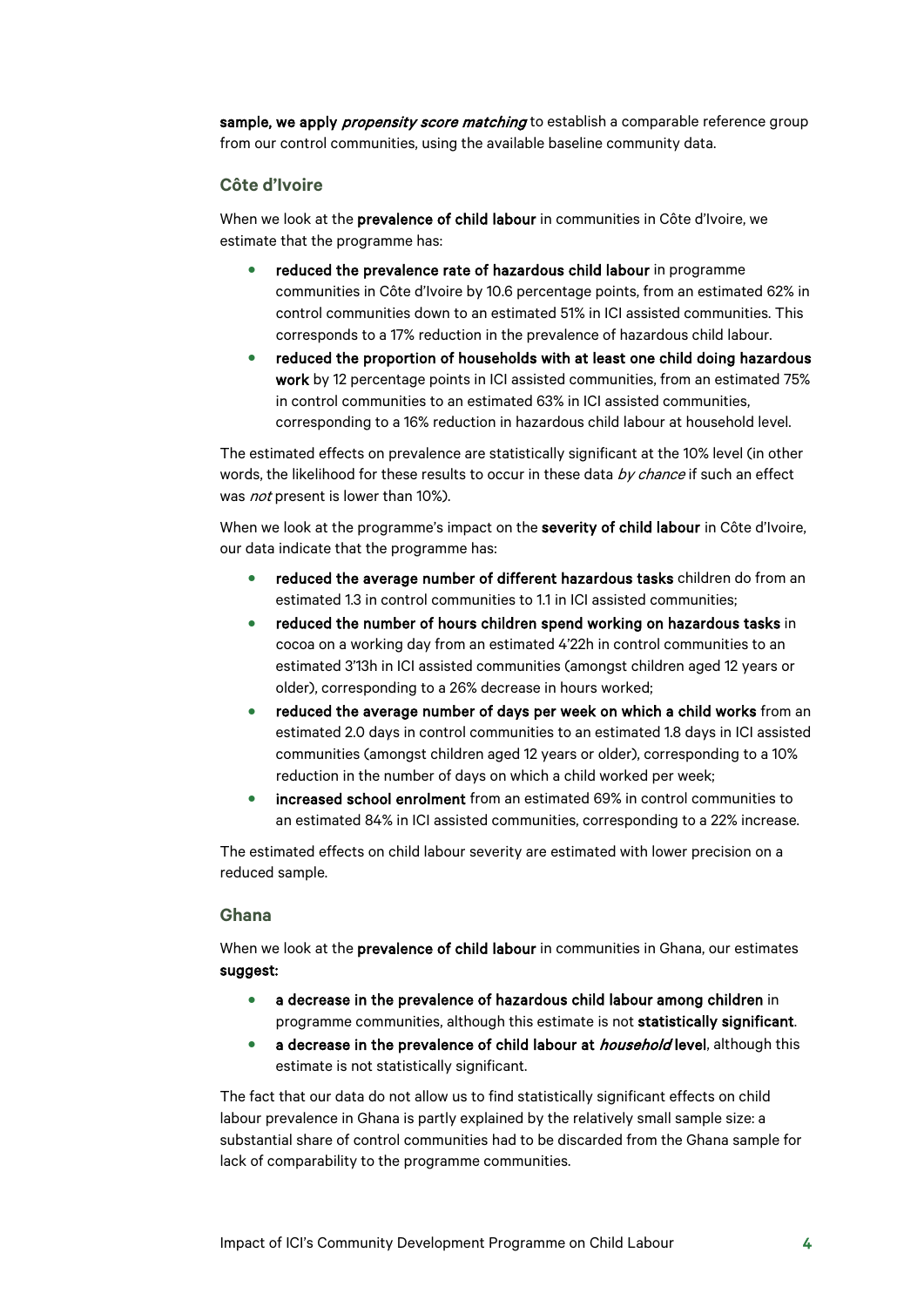**sample, we apply *propensity score matching*** to establish a comparable reference group from our control communities, using the available baseline community data.

### Côte d'Ivoire

When we look at the **prevalence of child labour** in communities in Côte d'Ivoire, we estimate that the programme has:

- **reduced the prevalence rate of hazardous child labour** in programme communities in Côte d'Ivoire by 10.6 percentage points, from an estimated 62% in control communities down to an estimated 51% in ICI assisted communities. This corresponds to a 17% reduction in the prevalence of hazardous child labour.
- **reduced the proportion of households with at least one child doing hazardous work** by 12 percentage points in ICI assisted communities, from an estimated 75% in control communities to an estimated 63% in ICI assisted communities, corresponding to a 16% reduction in hazardous child labour at household level.

The estimated effects on prevalence are statistically significant at the 10% level (in other words, the likelihood for these results to occur in these data *by chance* if such an effect was *not* present is lower than 10%).

When we look at the programme's impact on the **severity of child labour** in Côte d'Ivoire, our data indicate that the programme has:

- **reduced the average number of different hazardous tasks** children do from an estimated 1.3 in control communities to 1.1 in ICI assisted communities;
- **reduced the number of hours children spend working on hazardous tasks** in cocoa on a working day from an estimated 4'22h in control communities to an estimated 3'13h in ICI assisted communities (amongst children aged 12 years or older), corresponding to a 26% decrease in hours worked;
- **reduced the average number of days per week on which a child works** from an estimated 2.0 days in control communities to an estimated 1.8 days in ICI assisted communities (amongst children aged 12 years or older), corresponding to a 10% reduction in the number of days on which a child worked per week;
- **increased school enrolment** from an estimated 69% in control communities to an estimated 84% in ICI assisted communities, corresponding to a 22% increase.

The estimated effects on child labour severity are estimated with lower precision on a reduced sample.

### Ghana

When we look at the **prevalence of child labour** in communities in Ghana, our estimates **suggest:**

- **a decrease in the prevalence of hazardous child labour among children** in programme communities, although this estimate is not **statistically significant**.
- **a decrease in the prevalence of child labour at *household* level**, although this estimate is not statistically significant.

The fact that our data do not allow us to find statistically significant effects on child labour prevalence in Ghana is partly explained by the relatively small sample size: a substantial share of control communities had to be discarded from the Ghana sample for lack of comparability to the programme communities.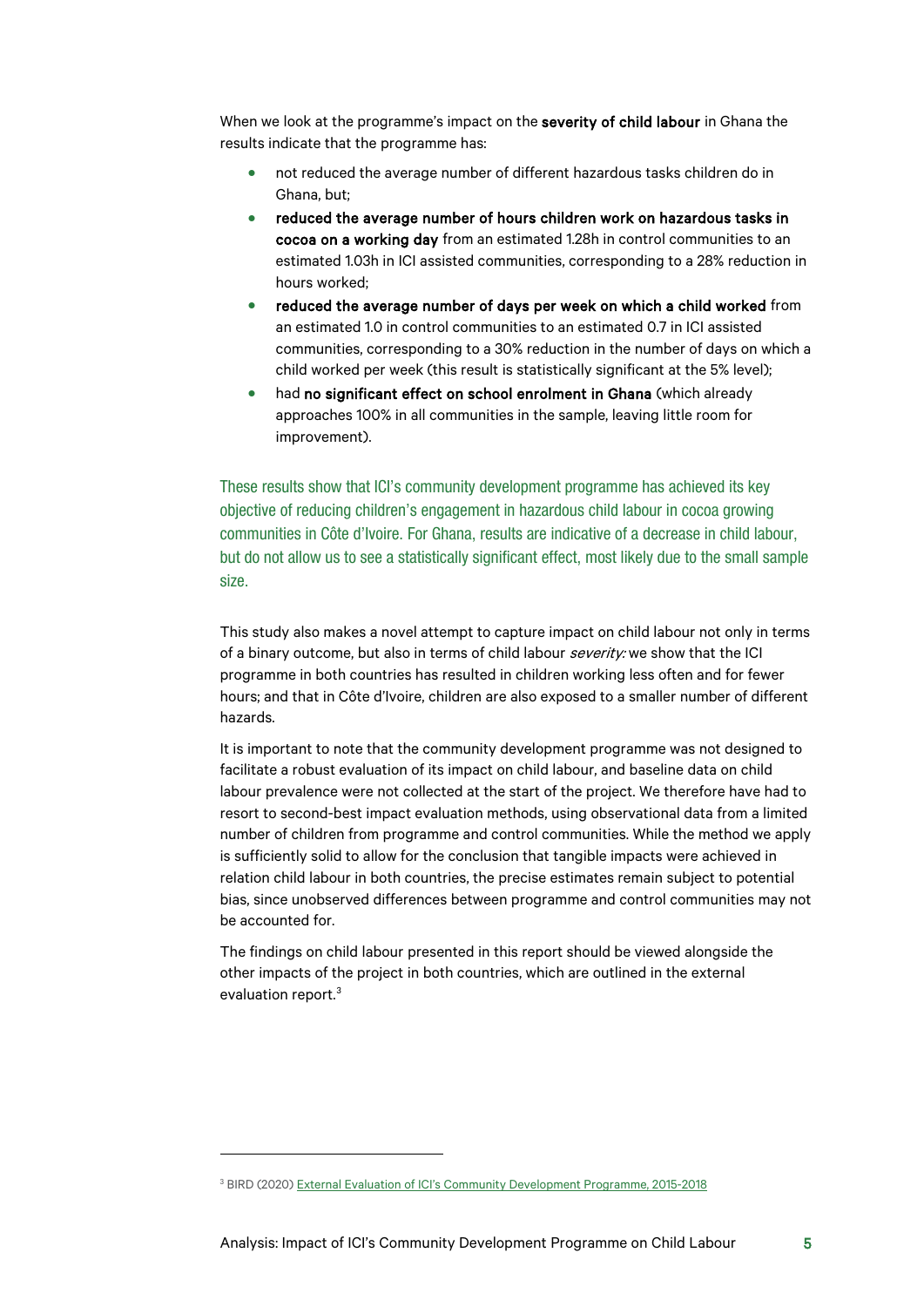When we look at the programme's impact on the **severity of child labour** in Ghana the results indicate that the programme has:

- not reduced the average number of different hazardous tasks children do in Ghana, but;
- **reduced the average number of hours children work on hazardous tasks in cocoa on a working day** from an estimated 1.28h in control communities to an estimated 1.03h in ICI assisted communities, corresponding to a 28% reduction in hours worked;
- **reduced the average number of days per week on which a child worked** from an estimated 1.0 in control communities to an estimated 0.7 in ICI assisted communities, corresponding to a 30% reduction in the number of days on which a child worked per week (this result is statistically significant at the 5% level);
- had **no significant effect on school enrolment in Ghana** (which already approaches 100% in all communities in the sample, leaving little room for improvement).

These results show that ICI's community development programme has achieved its key objective of reducing children's engagement in hazardous child labour in cocoa growing communities in Côte d'Ivoire. For Ghana, results are indicative of a decrease in child labour, but do not allow us to see a statistically significant effect, most likely due to the small sample size.

This study also makes a novel attempt to capture impact on child labour not only in terms of a binary outcome, but also in terms of child labour *severity:* we show that the ICI programme in both countries has resulted in children working less often and for fewer hours; and that in Côte d'Ivoire, children are also exposed to a smaller number of different hazards.

It is important to note that the community development programme was not designed to facilitate a robust evaluation of its impact on child labour, and baseline data on child labour prevalence were not collected at the start of the project. We therefore have had to resort to second-best impact evaluation methods, using observational data from a limited number of children from programme and control communities. While the method we apply is sufficiently solid to allow for the conclusion that tangible impacts were achieved in relation child labour in both countries, the precise estimates remain subject to potential bias, since unobserved differences between programme and control communities may not be accounted for.

The findings on child labour presented in this report should be viewed alongside the other impacts of the project in both countries, which are outlined in the external evaluation report.[3]

[3] BIRD (2020) External Evaluation of ICI's Community Development Programme, 2015-2018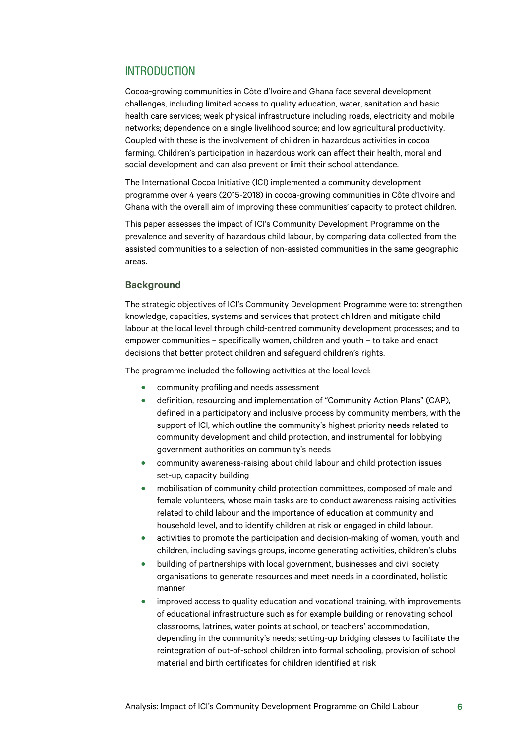## INTRODUCTION

Cocoa-growing communities in Côte d'Ivoire and Ghana face several development challenges, including limited access to quality education, water, sanitation and basic health care services; weak physical infrastructure including roads, electricity and mobile networks; dependence on a single livelihood source; and low agricultural productivity. Coupled with these is the involvement of children in hazardous activities in cocoa farming. Children's participation in hazardous work can affect their health, moral and social development and can also prevent or limit their school attendance.

The International Cocoa Initiative (ICI) implemented a community development programme over 4 years (2015-2018) in cocoa-growing communities in Côte d'Ivoire and Ghana with the overall aim of improving these communities' capacity to protect children.

This paper assesses the impact of ICI's Community Development Programme on the prevalence and severity of hazardous child labour, by comparing data collected from the assisted communities to a selection of non-assisted communities in the same geographic areas.

### Background

The strategic objectives of ICI's Community Development Programme were to: strengthen knowledge, capacities, systems and services that protect children and mitigate child labour at the local level through child-centred community development processes; and to empower communities – specifically women, children and youth – to take and enact decisions that better protect children and safeguard children's rights.

The programme included the following activities at the local level:

- community profiling and needs assessment
- definition, resourcing and implementation of "Community Action Plans" (CAP), defined in a participatory and inclusive process by community members, with the support of ICI, which outline the community's highest priority needs related to community development and child protection, and instrumental for lobbying government authorities on community's needs
- community awareness-raising about child labour and child protection issues set-up, capacity building
- mobilisation of community child protection committees, composed of male and female volunteers, whose main tasks are to conduct awareness raising activities related to child labour and the importance of education at community and household level, and to identify children at risk or engaged in child labour.
- activities to promote the participation and decision-making of women, youth and children, including savings groups, income generating activities, children's clubs
- building of partnerships with local government, businesses and civil society organisations to generate resources and meet needs in a coordinated, holistic manner
- improved access to quality education and vocational training, with improvements of educational infrastructure such as for example building or renovating school classrooms, latrines, water points at school, or teachers' accommodation, depending in the community's needs; setting-up bridging classes to facilitate the reintegration of out-of-school children into formal schooling, provision of school material and birth certificates for children identified at risk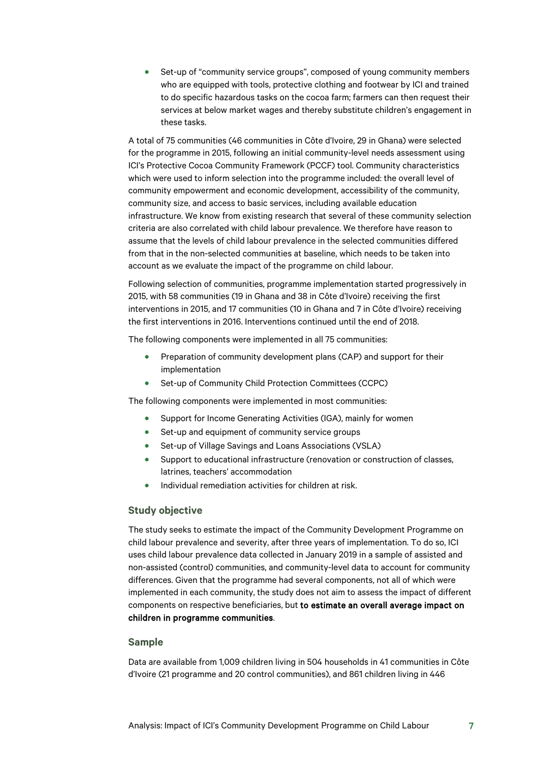- Set-up of "community service groups", composed of young community members who are equipped with tools, protective clothing and footwear by ICI and trained to do specific hazardous tasks on the cocoa farm; farmers can then request their services at below market wages and thereby substitute children's engagement in these tasks.

A total of 75 communities (46 communities in Côte d'Ivoire, 29 in Ghana) were selected for the programme in 2015, following an initial community-level needs assessment using ICI's Protective Cocoa Community Framework (PCCF) tool. Community characteristics which were used to inform selection into the programme included: the overall level of community empowerment and economic development, accessibility of the community, community size, and access to basic services, including available education infrastructure. We know from existing research that several of these community selection criteria are also correlated with child labour prevalence. We therefore have reason to assume that the levels of child labour prevalence in the selected communities differed from that in the non-selected communities at baseline, which needs to be taken into account as we evaluate the impact of the programme on child labour.

Following selection of communities, programme implementation started progressively in 2015, with 58 communities (19 in Ghana and 38 in Côte d'Ivoire) receiving the first interventions in 2015, and 17 communities (10 in Ghana and 7 in Côte d'Ivoire) receiving the first interventions in 2016. Interventions continued until the end of 2018.

The following components were implemented in all 75 communities:

- Preparation of community development plans (CAP) and support for their implementation
- Set-up of Community Child Protection Committees (CCPC)

The following components were implemented in most communities:

- Support for Income Generating Activities (IGA), mainly for women
- Set-up and equipment of community service groups
- Set-up of Village Savings and Loans Associations (VSLA)
- Support to educational infrastructure (renovation or construction of classes, latrines, teachers' accommodation
- Individual remediation activities for children at risk.

### Study objective

The study seeks to estimate the impact of the Community Development Programme on child labour prevalence and severity, after three years of implementation. To do so, ICI uses child labour prevalence data collected in January 2019 in a sample of assisted and non-assisted (control) communities, and community-level data to account for community differences. Given that the programme had several components, not all of which were implemented in each community, the study does not aim to assess the impact of different components on respective beneficiaries, but **to estimate an overall average impact on children in programme communities**.

### Sample

Data are available from 1,009 children living in 504 households in 41 communities in Côte d'Ivoire (21 programme and 20 control communities), and 861 children living in 446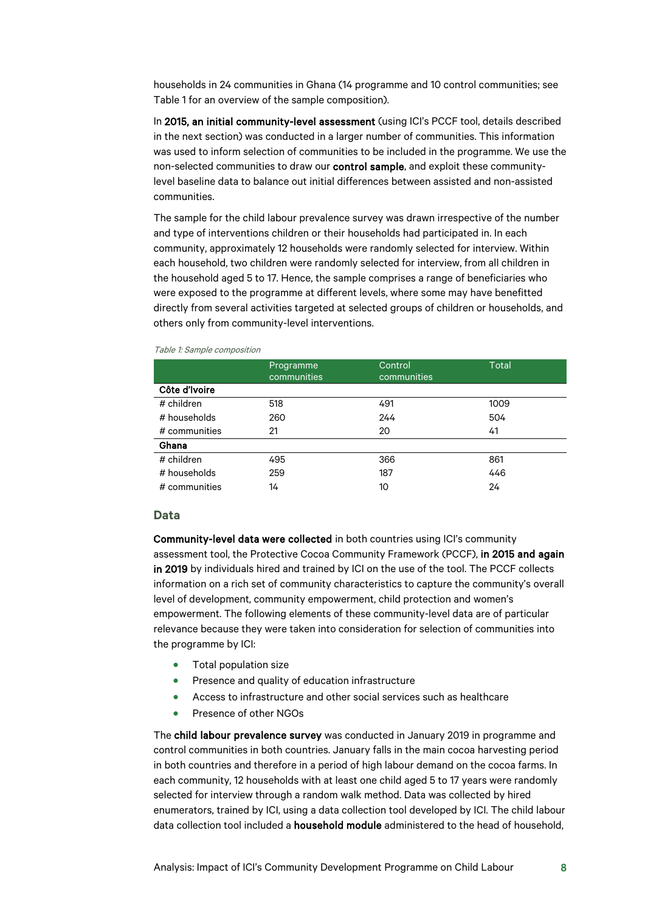households in 24 communities in Ghana (14 programme and 10 control communities; see Table 1 for an overview of the sample composition).

In **2015, an initial community-level assessment** (using ICI's PCCF tool, details described in the next section) was conducted in a larger number of communities. This information was used to inform selection of communities to be included in the programme. We use the non-selected communities to draw our **control sample**, and exploit these community-level baseline data to balance out initial differences between assisted and non-assisted communities.

The sample for the child labour prevalence survey was drawn irrespective of the number and type of interventions children or their households had participated in. In each community, approximately 12 households were randomly selected for interview. Within each household, two children were randomly selected for interview, from all children in the household aged 5 to 17. Hence, the sample comprises a range of beneficiaries who were exposed to the programme at different levels, where some may have benefitted directly from several activities targeted at selected groups of children or households, and others only from community-level interventions.

*Table 1: Sample composition*

| | Programme communities | Control communities | Total |
|---|---|---|---|
| **Côte d'Ivoire** | | | |
| # children | 518 | 491 | 1009 |
| # households | 260 | 244 | 504 |
| # communities | 21 | 20 | 41 |
| **Ghana** | | | |
| # children | 495 | 366 | 861 |
| # households | 259 | 187 | 446 |
| # communities | 14 | 10 | 24 |

## Data

**Community-level data were collected** in both countries using ICI's community assessment tool, the Protective Cocoa Community Framework (PCCF), **in 2015 and again in 2019** by individuals hired and trained by ICI on the use of the tool. The PCCF collects information on a rich set of community characteristics to capture the community's overall level of development, community empowerment, child protection and women's empowerment. The following elements of these community-level data are of particular relevance because they were taken into consideration for selection of communities into the programme by ICI:

- Total population size
- Presence and quality of education infrastructure
- Access to infrastructure and other social services such as healthcare
- Presence of other NGOs

The **child labour prevalence survey** was conducted in January 2019 in programme and control communities in both countries. January falls in the main cocoa harvesting period in both countries and therefore in a period of high labour demand on the cocoa farms. In each community, 12 households with at least one child aged 5 to 17 years were randomly selected for interview through a random walk method. Data was collected by hired enumerators, trained by ICI, using a data collection tool developed by ICI. The child labour data collection tool included a **household module** administered to the head of household,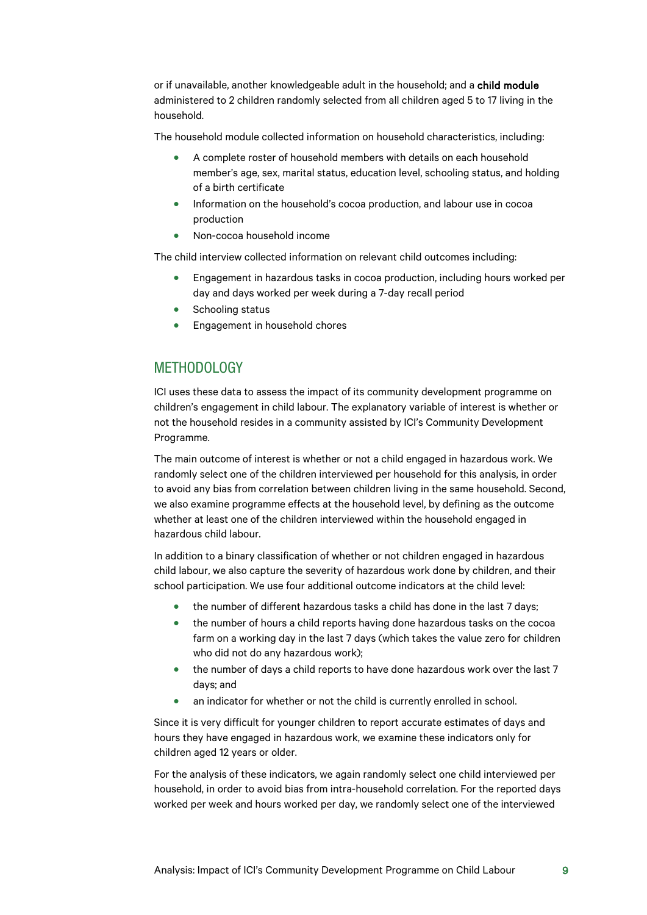or if unavailable, another knowledgeable adult in the household; and a **child module** administered to 2 children randomly selected from all children aged 5 to 17 living in the household.

The household module collected information on household characteristics, including:

- A complete roster of household members with details on each household member's age, sex, marital status, education level, schooling status, and holding of a birth certificate
- Information on the household's cocoa production, and labour use in cocoa production
- Non-cocoa household income

The child interview collected information on relevant child outcomes including:

- Engagement in hazardous tasks in cocoa production, including hours worked per day and days worked per week during a 7-day recall period
- Schooling status
- Engagement in household chores

## METHODOLOGY

ICI uses these data to assess the impact of its community development programme on children's engagement in child labour. The explanatory variable of interest is whether or not the household resides in a community assisted by ICI's Community Development Programme.

The main outcome of interest is whether or not a child engaged in hazardous work. We randomly select one of the children interviewed per household for this analysis, in order to avoid any bias from correlation between children living in the same household. Second, we also examine programme effects at the household level, by defining as the outcome whether at least one of the children interviewed within the household engaged in hazardous child labour.

In addition to a binary classification of whether or not children engaged in hazardous child labour, we also capture the severity of hazardous work done by children, and their school participation. We use four additional outcome indicators at the child level:

- the number of different hazardous tasks a child has done in the last 7 days;
- the number of hours a child reports having done hazardous tasks on the cocoa farm on a working day in the last 7 days (which takes the value zero for children who did not do any hazardous work);
- the number of days a child reports to have done hazardous work over the last 7 days; and
- an indicator for whether or not the child is currently enrolled in school.

Since it is very difficult for younger children to report accurate estimates of days and hours they have engaged in hazardous work, we examine these indicators only for children aged 12 years or older.

For the analysis of these indicators, we again randomly select one child interviewed per household, in order to avoid bias from intra-household correlation. For the reported days worked per week and hours worked per day, we randomly select one of the interviewed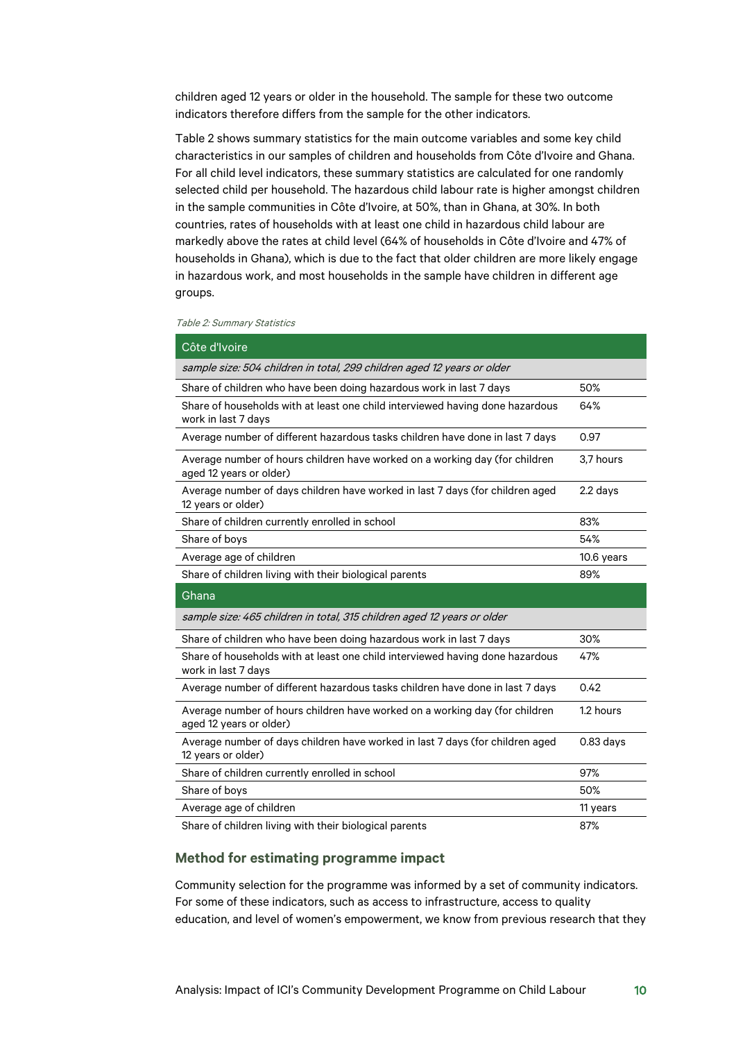children aged 12 years or older in the household. The sample for these two outcome indicators therefore differs from the sample for the other indicators.

Table 2 shows summary statistics for the main outcome variables and some key child characteristics in our samples of children and households from Côte d'Ivoire and Ghana. For all child level indicators, these summary statistics are calculated for one randomly selected child per household. The hazardous child labour rate is higher amongst children in the sample communities in Côte d'Ivoire, at 50%, than in Ghana, at 30%. In both countries, rates of households with at least one child in hazardous child labour are markedly above the rates at child level (64% of households in Côte d'Ivoire and 47% of households in Ghana), which is due to the fact that older children are more likely engage in hazardous work, and most households in the sample have children in different age groups.

*Table 2: Summary Statistics*

| Côte d'Ivoire | |
|---|---|
| *sample size: 504 children in total, 299 children aged 12 years or older* | |
| Share of children who have been doing hazardous work in last 7 days | 50% |
| Share of households with at least one child interviewed having done hazardous work in last 7 days | 64% |
| Average number of different hazardous tasks children have done in last 7 days | 0.97 |
| Average number of hours children have worked on a working day (for children aged 12 years or older) | 3,7 hours |
| Average number of days children have worked in last 7 days (for children aged 12 years or older) | 2.2 days |
| Share of children currently enrolled in school | 83% |
| Share of boys | 54% |
| Average age of children | 10.6 years |
| Share of children living with their biological parents | 89% |
| **Ghana** | |
| *sample size: 465 children in total, 315 children aged 12 years or older* | |
| Share of children who have been doing hazardous work in last 7 days | 30% |
| Share of households with at least one child interviewed having done hazardous work in last 7 days | 47% |
| Average number of different hazardous tasks children have done in last 7 days | 0.42 |
| Average number of hours children have worked on a working day (for children aged 12 years or older) | 1.2 hours |
| Average number of days children have worked in last 7 days (for children aged 12 years or older) | 0.83 days |
| Share of children currently enrolled in school | 97% |
| Share of boys | 50% |
| Average age of children | 11 years |
| Share of children living with their biological parents | 87% |

### Method for estimating programme impact

Community selection for the programme was informed by a set of community indicators. For some of these indicators, such as access to infrastructure, access to quality education, and level of women's empowerment, we know from previous research that they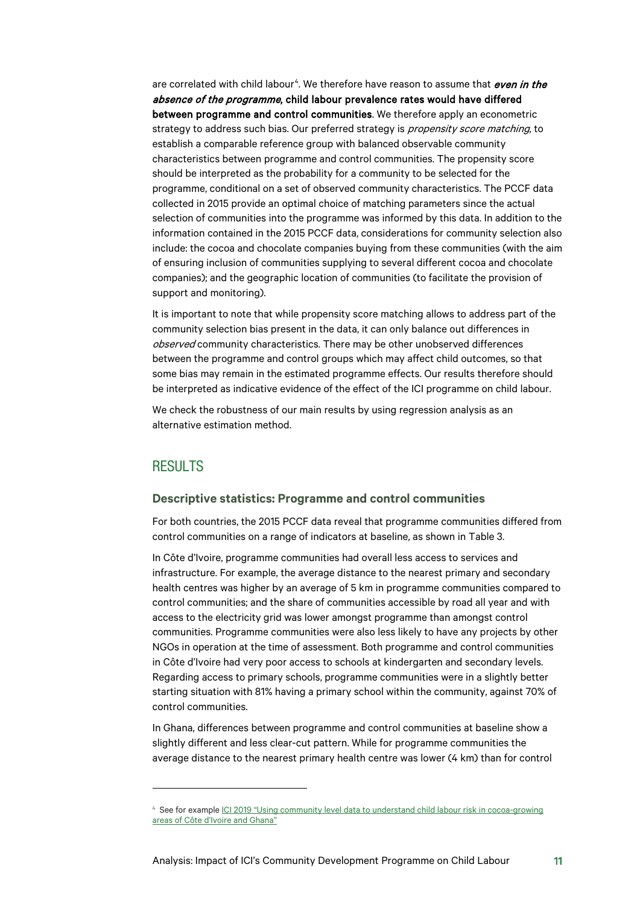are correlated with child labour[4]. We therefore have reason to assume that ***even in the absence of the programme*, child labour prevalence rates would have differed between programme and control communities**. We therefore apply an econometric strategy to address such bias. Our preferred strategy is *propensity score matching*, to establish a comparable reference group with balanced observable community characteristics between programme and control communities. The propensity score should be interpreted as the probability for a community to be selected for the programme, conditional on a set of observed community characteristics. The PCCF data collected in 2015 provide an optimal choice of matching parameters since the actual selection of communities into the programme was informed by this data. In addition to the information contained in the 2015 PCCF data, considerations for community selection also include: the cocoa and chocolate companies buying from these communities (with the aim of ensuring inclusion of communities supplying to several different cocoa and chocolate companies); and the geographic location of communities (to facilitate the provision of support and monitoring).

It is important to note that while propensity score matching allows to address part of the community selection bias present in the data, it can only balance out differences in *observed* community characteristics. There may be other unobserved differences between the programme and control groups which may affect child outcomes, so that some bias may remain in the estimated programme effects. Our results therefore should be interpreted as indicative evidence of the effect of the ICI programme on child labour.

We check the robustness of our main results by using regression analysis as an alternative estimation method.

## RESULTS

### Descriptive statistics: Programme and control communities

For both countries, the 2015 PCCF data reveal that programme communities differed from control communities on a range of indicators at baseline, as shown in Table 3.

In Côte d'Ivoire, programme communities had overall less access to services and infrastructure. For example, the average distance to the nearest primary and secondary health centres was higher by an average of 5 km in programme communities compared to control communities; and the share of communities accessible by road all year and with access to the electricity grid was lower amongst programme than amongst control communities. Programme communities were also less likely to have any projects by other NGOs in operation at the time of assessment. Both programme and control communities in Côte d'Ivoire had very poor access to schools at kindergarten and secondary levels. Regarding access to primary schools, programme communities were in a slightly better starting situation with 81% having a primary school within the community, against 70% of control communities.

In Ghana, differences between programme and control communities at baseline show a slightly different and less clear-cut pattern. While for programme communities the average distance to the nearest primary health centre was lower (4 km) than for control

---

[4] See for example ICI 2019 "Using community level data to understand child labour risk in cocoa-growing areas of Côte d'Ivoire and Ghana"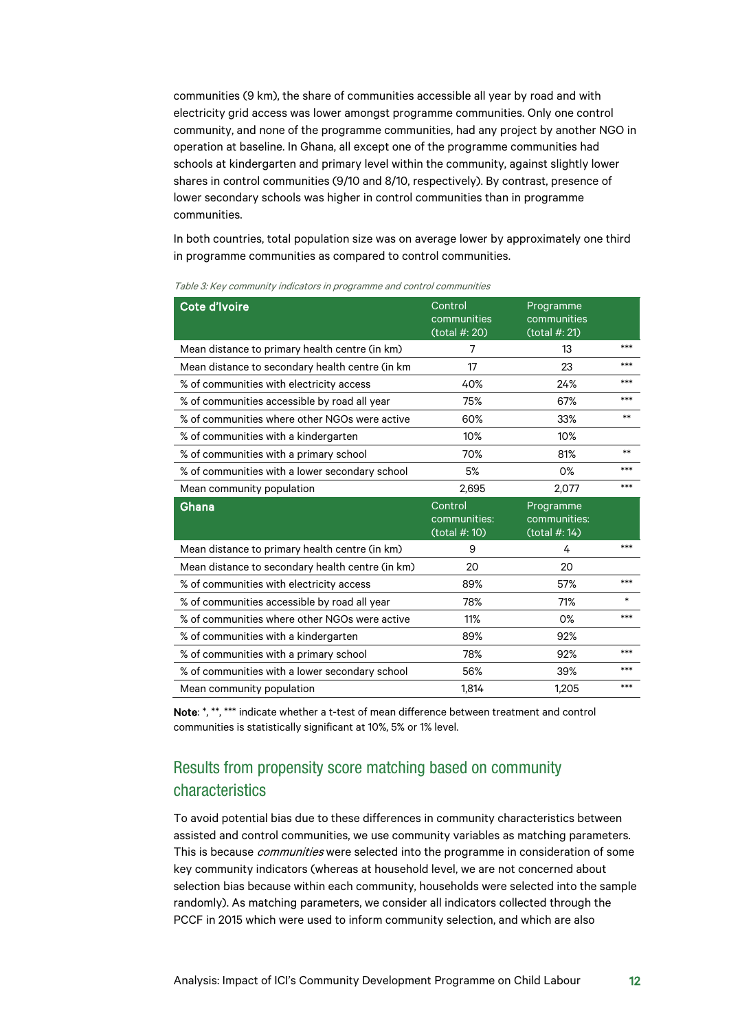communities (9 km), the share of communities accessible all year by road and with electricity grid access was lower amongst programme communities. Only one control community, and none of the programme communities, had any project by another NGO in operation at baseline. In Ghana, all except one of the programme communities had schools at kindergarten and primary level within the community, against slightly lower shares in control communities (9/10 and 8/10, respectively). By contrast, presence of lower secondary schools was higher in control communities than in programme communities.

In both countries, total population size was on average lower by approximately one third in programme communities as compared to control communities.

*Table 3: Key community indicators in programme and control communities*

| **Cote d'Ivoire** | Control communities (total #: 20) | Programme communities (total #: 21) | |
|---|---|---|---|
| Mean distance to primary health centre (in km) | 7 | 13 | *** |
| Mean distance to secondary health centre (in km | 17 | 23 | *** |
| % of communities with electricity access | 40% | 24% | *** |
| % of communities accessible by road all year | 75% | 67% | *** |
| % of communities where other NGOs were active | 60% | 33% | ** |
| % of communities with a kindergarten | 10% | 10% | |
| % of communities with a primary school | 70% | 81% | ** |
| % of communities with a lower secondary school | 5% | 0% | *** |
| Mean community population | 2,695 | 2,077 | *** |
| **Ghana** | Control communities: (total #: 10) | Programme communities: (total #: 14) | |
| Mean distance to primary health centre (in km) | 9 | 4 | *** |
| Mean distance to secondary health centre (in km) | 20 | 20 | |
| % of communities with electricity access | 89% | 57% | *** |
| % of communities accessible by road all year | 78% | 71% | * |
| % of communities where other NGOs were active | 11% | 0% | *** |
| % of communities with a kindergarten | 89% | 92% | |
| % of communities with a primary school | 78% | 92% | *** |
| % of communities with a lower secondary school | 56% | 39% | *** |
| Mean community population | 1,814 | 1,205 | *** |

**Note**: *, **, *** indicate whether a t-test of mean difference between treatment and control communities is statistically significant at 10%, 5% or 1% level.

## Results from propensity score matching based on community characteristics

To avoid potential bias due to these differences in community characteristics between assisted and control communities, we use community variables as matching parameters. This is because *communities* were selected into the programme in consideration of some key community indicators (whereas at household level, we are not concerned about selection bias because within each community, households were selected into the sample randomly). As matching parameters, we consider all indicators collected through the PCCF in 2015 which were used to inform community selection, and which are also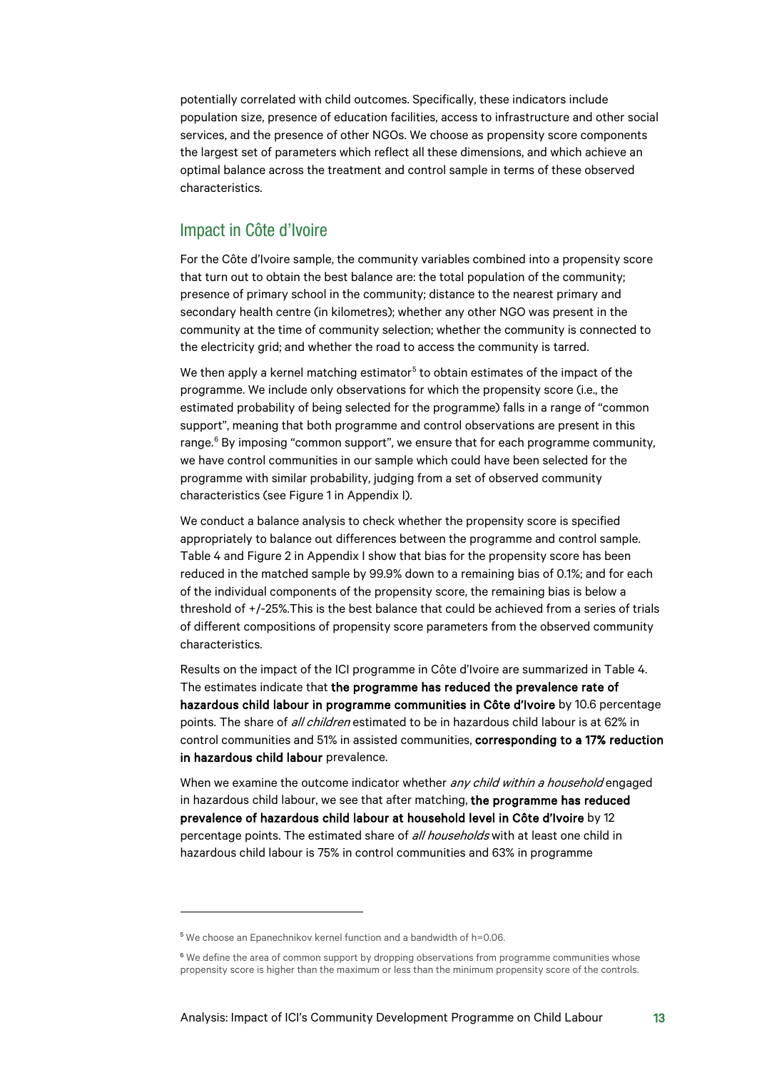potentially correlated with child outcomes. Specifically, these indicators include population size, presence of education facilities, access to infrastructure and other social services, and the presence of other NGOs. We choose as propensity score components the largest set of parameters which reflect all these dimensions, and which achieve an optimal balance across the treatment and control sample in terms of these observed characteristics.

## Impact in Côte d'Ivoire

For the Côte d'Ivoire sample, the community variables combined into a propensity score that turn out to obtain the best balance are: the total population of the community; presence of primary school in the community; distance to the nearest primary and secondary health centre (in kilometres); whether any other NGO was present in the community at the time of community selection; whether the community is connected to the electricity grid; and whether the road to access the community is tarred.

We then apply a kernel matching estimator[5] to obtain estimates of the impact of the programme. We include only observations for which the propensity score (i.e., the estimated probability of being selected for the programme) falls in a range of "common support", meaning that both programme and control observations are present in this range.[6] By imposing "common support", we ensure that for each programme community, we have control communities in our sample which could have been selected for the programme with similar probability, judging from a set of observed community characteristics (see Figure 1 in Appendix I).

We conduct a balance analysis to check whether the propensity score is specified appropriately to balance out differences between the programme and control sample. Table 4 and Figure 2 in Appendix I show that bias for the propensity score has been reduced in the matched sample by 99.9% down to a remaining bias of 0.1%; and for each of the individual components of the propensity score, the remaining bias is below a threshold of +/-25%.This is the best balance that could be achieved from a series of trials of different compositions of propensity score parameters from the observed community characteristics.

Results on the impact of the ICI programme in Côte d'Ivoire are summarized in Table 4. The estimates indicate that **the programme has reduced the prevalence rate of hazardous child labour in programme communities in Côte d'Ivoire** by 10.6 percentage points. The share of *all children* estimated to be in hazardous child labour is at 62% in control communities and 51% in assisted communities, **corresponding to a 17% reduction in hazardous child labour** prevalence.

When we examine the outcome indicator whether *any child within a household* engaged in hazardous child labour, we see that after matching, **the programme has reduced prevalence of hazardous child labour at household level in Côte d'Ivoire** by 12 percentage points. The estimated share of *all households* with at least one child in hazardous child labour is 75% in control communities and 63% in programme

---

[5] We choose an Epanechnikov kernel function and a bandwidth of h=0.06.

[6] We define the area of common support by dropping observations from programme communities whose propensity score is higher than the maximum or less than the minimum propensity score of the controls.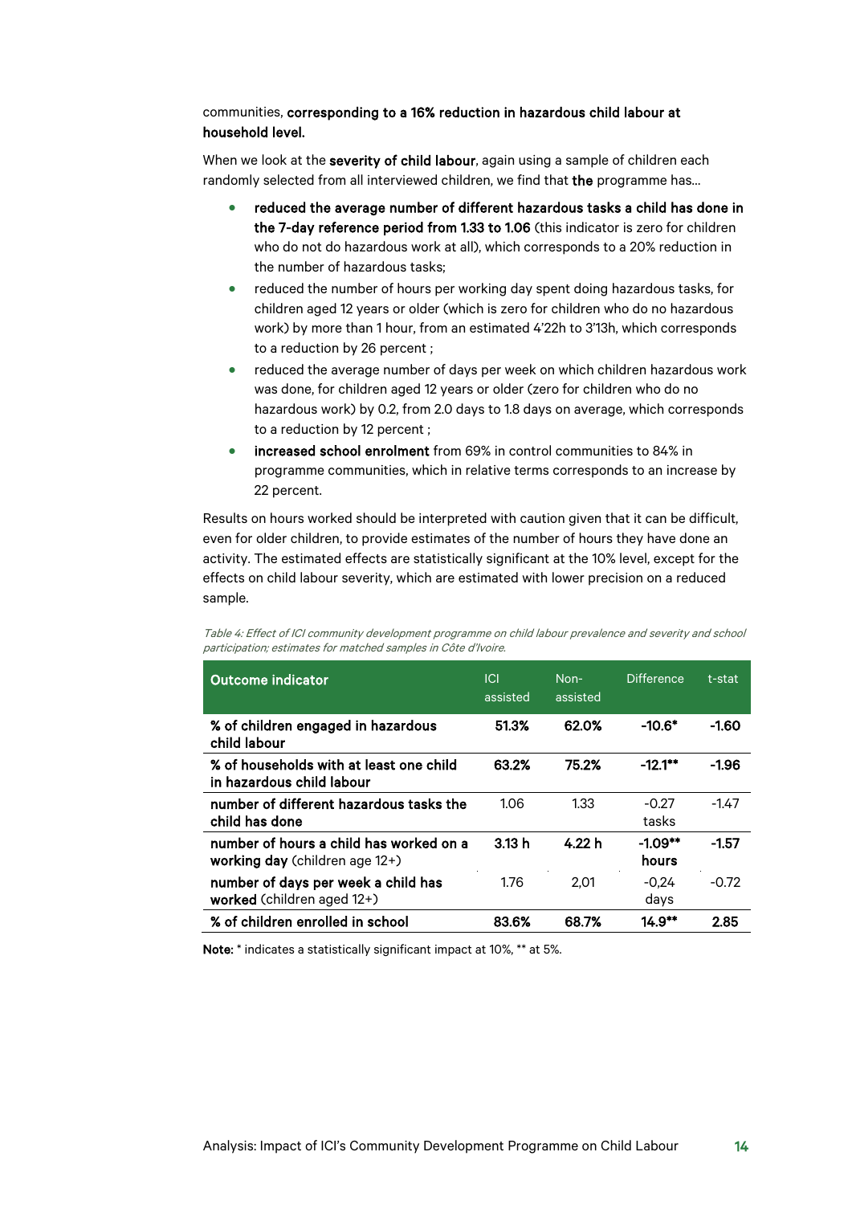communities, **corresponding to a 16% reduction in hazardous child labour at household level.**

When we look at the **severity of child labour**, again using a sample of children each randomly selected from all interviewed children, we find that **the** programme has…

- **reduced the average number of different hazardous tasks a child has done in the 7-day reference period from 1.33 to 1.06** (this indicator is zero for children who do not do hazardous work at all), which corresponds to a 20% reduction in the number of hazardous tasks;
- reduced the number of hours per working day spent doing hazardous tasks, for children aged 12 years or older (which is zero for children who do no hazardous work) by more than 1 hour, from an estimated 4'22h to 3'13h, which corresponds to a reduction by 26 percent ;
- reduced the average number of days per week on which children hazardous work was done, for children aged 12 years or older (zero for children who do no hazardous work) by 0.2, from 2.0 days to 1.8 days on average, which corresponds to a reduction by 12 percent ;
- **increased school enrolment** from 69% in control communities to 84% in programme communities, which in relative terms corresponds to an increase by 22 percent.

Results on hours worked should be interpreted with caution given that it can be difficult, even for older children, to provide estimates of the number of hours they have done an activity. The estimated effects are statistically significant at the 10% level, except for the effects on child labour severity, which are estimated with lower precision on a reduced sample.

*Table 4: Effect of ICI community development programme on child labour prevalence and severity and school participation; estimates for matched samples in Côte d'Ivoire.*

| Outcome indicator | ICI assisted | Non-assisted | Difference | t-stat |
|---|---|---|---|---|
| **% of children engaged in hazardous child labour** | **51.3%** | **62.0%** | **-10.6*** | **-1.60** |
| **% of households with at least one child in hazardous child labour** | **63.2%** | **75.2%** | **-12.1**** | **-1.96** |
| **number of different hazardous tasks the child has done** | 1.06 | 1.33 | -0.27 tasks | -1.47 |
| **number of hours a child has worked on a working day** (children age 12+) | **3.13 h** | **4.22 h** | **-1.09** hours** | **-1.57** |
| **number of days per week a child has worked** (children aged 12+) | 1.76 | 2,01 | -0,24 days | -0.72 |
| **% of children enrolled in school** | **83.6%** | **68.7%** | **14.9**** | **2.85** |

**Note:** * indicates a statistically significant impact at 10%, ** at 5%.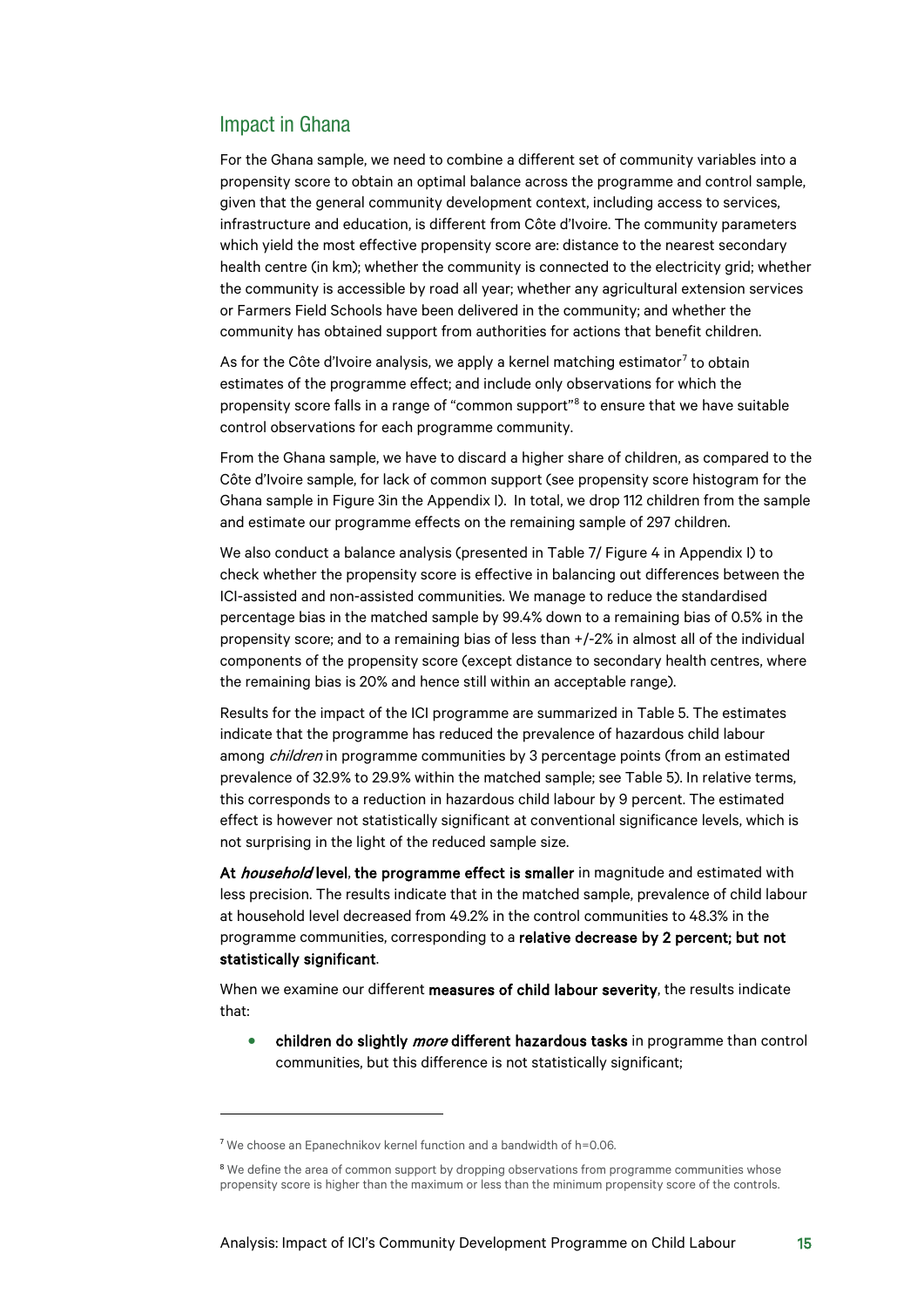## Impact in Ghana

For the Ghana sample, we need to combine a different set of community variables into a propensity score to obtain an optimal balance across the programme and control sample, given that the general community development context, including access to services, infrastructure and education, is different from Côte d'Ivoire. The community parameters which yield the most effective propensity score are: distance to the nearest secondary health centre (in km); whether the community is connected to the electricity grid; whether the community is accessible by road all year; whether any agricultural extension services or Farmers Field Schools have been delivered in the community; and whether the community has obtained support from authorities for actions that benefit children.

As for the Côte d'Ivoire analysis, we apply a kernel matching estimator[7] to obtain estimates of the programme effect; and include only observations for which the propensity score falls in a range of "common support"[8] to ensure that we have suitable control observations for each programme community.

From the Ghana sample, we have to discard a higher share of children, as compared to the Côte d'Ivoire sample, for lack of common support (see propensity score histogram for the Ghana sample in Figure 3in the Appendix I). In total, we drop 112 children from the sample and estimate our programme effects on the remaining sample of 297 children.

We also conduct a balance analysis (presented in Table 7/ Figure 4 in Appendix I) to check whether the propensity score is effective in balancing out differences between the ICI-assisted and non-assisted communities. We manage to reduce the standardised percentage bias in the matched sample by 99.4% down to a remaining bias of 0.5% in the propensity score; and to a remaining bias of less than +/-2% in almost all of the individual components of the propensity score (except distance to secondary health centres, where the remaining bias is 20% and hence still within an acceptable range).

Results for the impact of the ICI programme are summarized in Table 5. The estimates indicate that the programme has reduced the prevalence of hazardous child labour among *children* in programme communities by 3 percentage points (from an estimated prevalence of 32.9% to 29.9% within the matched sample; see Table 5). In relative terms, this corresponds to a reduction in hazardous child labour by 9 percent. The estimated effect is however not statistically significant at conventional significance levels, which is not surprising in the light of the reduced sample size.

**At *household* level, the programme effect is smaller** in magnitude and estimated with less precision. The results indicate that in the matched sample, prevalence of child labour at household level decreased from 49.2% in the control communities to 48.3% in the programme communities, corresponding to a **relative decrease by 2 percent; but not statistically significant**.

When we examine our different **measures of child labour severity**, the results indicate that:

- **children do slightly *more* different hazardous tasks** in programme than control communities, but this difference is not statistically significant;

---

[7] We choose an Epanechnikov kernel function and a bandwidth of h=0.06.

[8] We define the area of common support by dropping observations from programme communities whose propensity score is higher than the maximum or less than the minimum propensity score of the controls.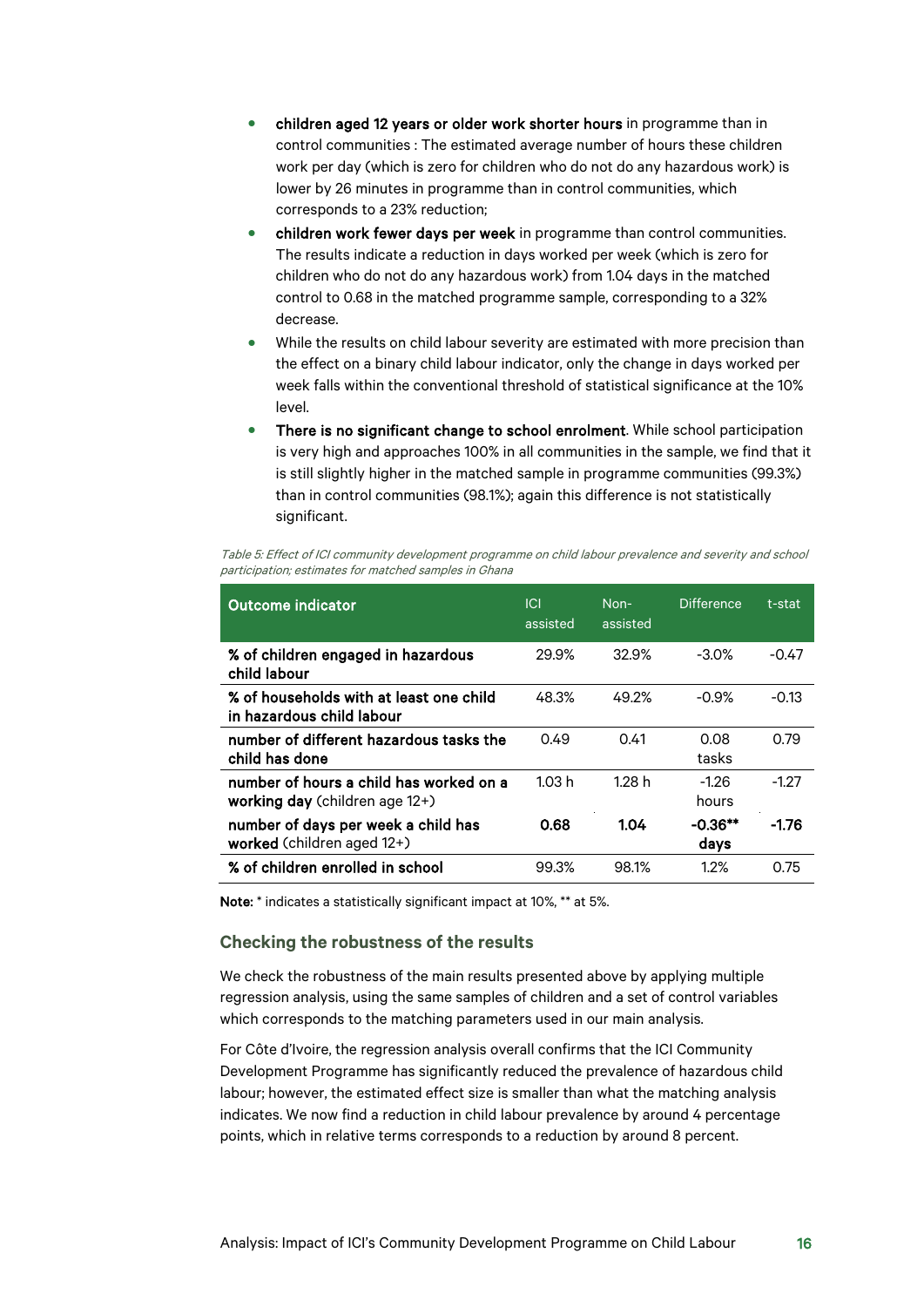- **children aged 12 years or older work shorter hours** in programme than in control communities : The estimated average number of hours these children work per day (which is zero for children who do not do any hazardous work) is lower by 26 minutes in programme than in control communities, which corresponds to a 23% reduction;
- **children work fewer days per week** in programme than control communities. The results indicate a reduction in days worked per week (which is zero for children who do not do any hazardous work) from 1.04 days in the matched control to 0.68 in the matched programme sample, corresponding to a 32% decrease.
- While the results on child labour severity are estimated with more precision than the effect on a binary child labour indicator, only the change in days worked per week falls within the conventional threshold of statistical significance at the 10% level.
- **There is no significant change to school enrolment**. While school participation is very high and approaches 100% in all communities in the sample, we find that it is still slightly higher in the matched sample in programme communities (99.3%) than in control communities (98.1%); again this difference is not statistically significant.

*Table 5: Effect of ICI community development programme on child labour prevalence and severity and school participation; estimates for matched samples in Ghana*

| Outcome indicator | ICI assisted | Non-assisted | Difference | t-stat |
|---|---|---|---|---|
| **% of children engaged in hazardous child labour** | 29.9% | 32.9% | -3.0% | -0.47 |
| **% of households with at least one child in hazardous child labour** | 48.3% | 49.2% | -0.9% | -0.13 |
| **number of different hazardous tasks the child has done** | 0.49 | 0.41 | 0.08 tasks | 0.79 |
| **number of hours a child has worked on a working day** (children age 12+) | 1.03 h | 1.28 h | -1.26 hours | -1.27 |
| **number of days per week a child has worked** (children aged 12+) | **0.68** | **1.04** | **-0.36\*\* days** | **-1.76** |
| **% of children enrolled in school** | 99.3% | 98.1% | 1.2% | 0.75 |

**Note:** * indicates a statistically significant impact at 10%, ** at 5%.

### Checking the robustness of the results

We check the robustness of the main results presented above by applying multiple regression analysis, using the same samples of children and a set of control variables which corresponds to the matching parameters used in our main analysis.

For Côte d'Ivoire, the regression analysis overall confirms that the ICI Community Development Programme has significantly reduced the prevalence of hazardous child labour; however, the estimated effect size is smaller than what the matching analysis indicates. We now find a reduction in child labour prevalence by around 4 percentage points, which in relative terms corresponds to a reduction by around 8 percent.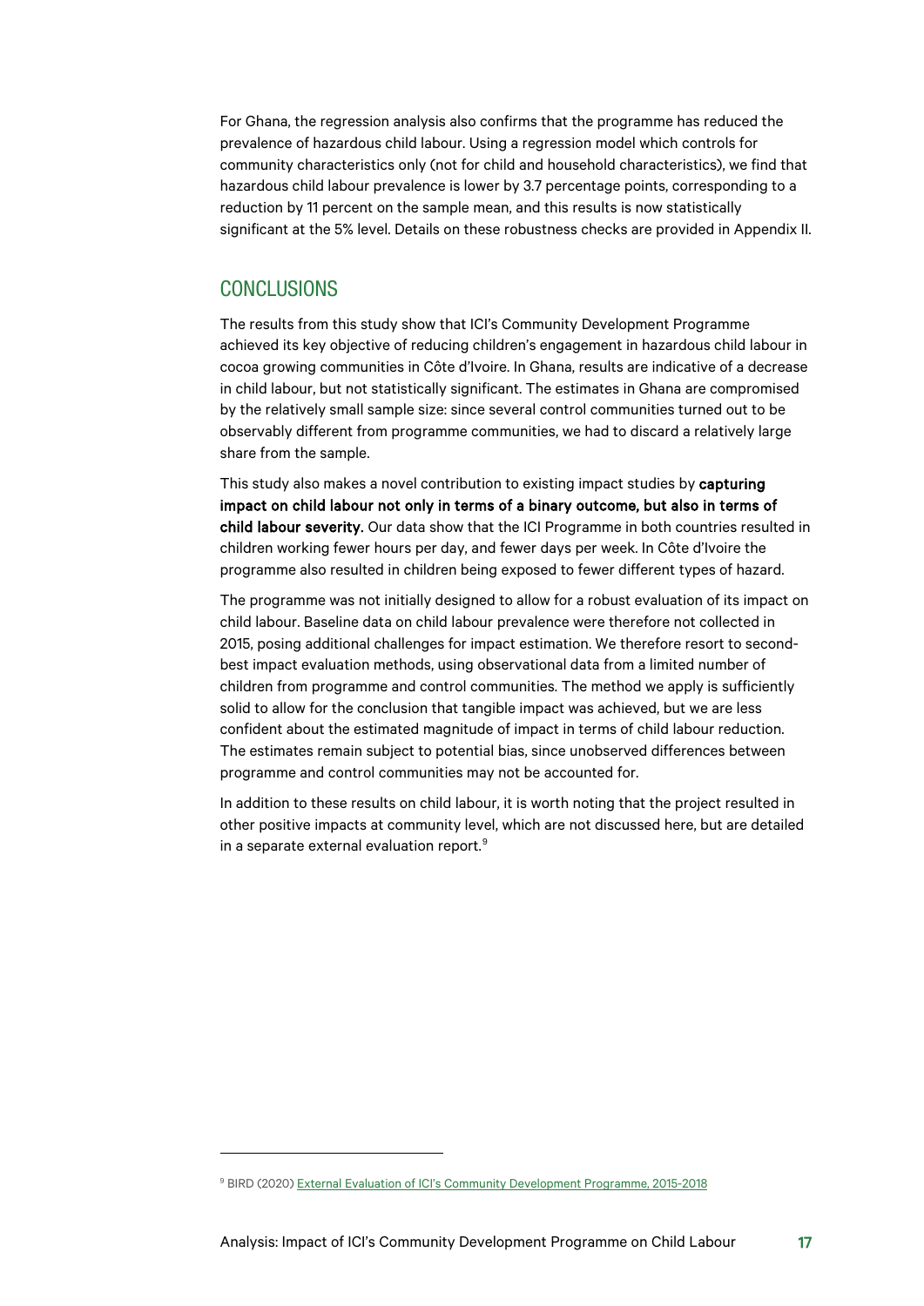For Ghana, the regression analysis also confirms that the programme has reduced the prevalence of hazardous child labour. Using a regression model which controls for community characteristics only (not for child and household characteristics), we find that hazardous child labour prevalence is lower by 3.7 percentage points, corresponding to a reduction by 11 percent on the sample mean, and this results is now statistically significant at the 5% level. Details on these robustness checks are provided in Appendix II.

## CONCLUSIONS

The results from this study show that ICI's Community Development Programme achieved its key objective of reducing children's engagement in hazardous child labour in cocoa growing communities in Côte d'Ivoire. In Ghana, results are indicative of a decrease in child labour, but not statistically significant. The estimates in Ghana are compromised by the relatively small sample size: since several control communities turned out to be observably different from programme communities, we had to discard a relatively large share from the sample.

This study also makes a novel contribution to existing impact studies by **capturing impact on child labour not only in terms of a binary outcome, but also in terms of child labour severity.** Our data show that the ICI Programme in both countries resulted in children working fewer hours per day, and fewer days per week. In Côte d'Ivoire the programme also resulted in children being exposed to fewer different types of hazard.

The programme was not initially designed to allow for a robust evaluation of its impact on child labour. Baseline data on child labour prevalence were therefore not collected in 2015, posing additional challenges for impact estimation. We therefore resort to second-best impact evaluation methods, using observational data from a limited number of children from programme and control communities. The method we apply is sufficiently solid to allow for the conclusion that tangible impact was achieved, but we are less confident about the estimated magnitude of impact in terms of child labour reduction. The estimates remain subject to potential bias, since unobserved differences between programme and control communities may not be accounted for.

In addition to these results on child labour, it is worth noting that the project resulted in other positive impacts at community level, which are not discussed here, but are detailed in a separate external evaluation report.[9]

---

[9] BIRD (2020) External Evaluation of ICI's Community Development Programme, 2015-2018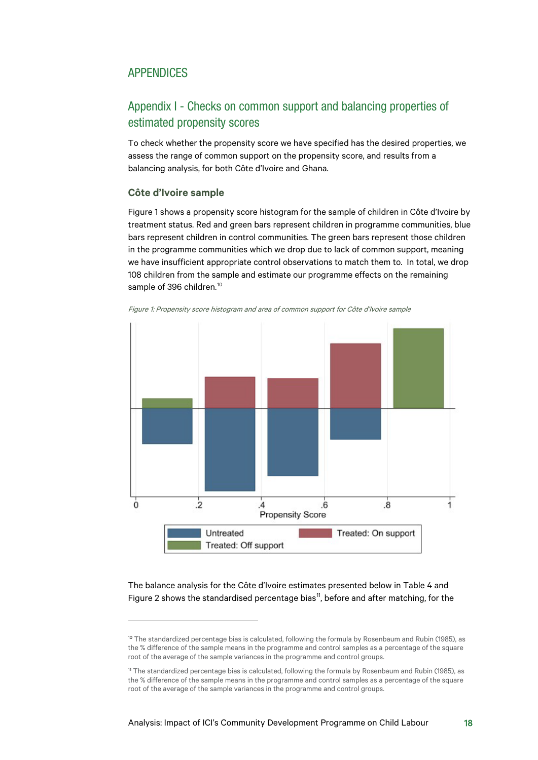# APPENDICES

## Appendix I - Checks on common support and balancing properties of estimated propensity scores

To check whether the propensity score we have specified has the desired properties, we assess the range of common support on the propensity score, and results from a balancing analysis, for both Côte d'Ivoire and Ghana.

### Côte d'Ivoire sample

Figure 1 shows a propensity score histogram for the sample of children in Côte d'Ivoire by treatment status. Red and green bars represent children in programme communities, blue bars represent children in control communities. The green bars represent those children in the programme communities which we drop due to lack of common support, meaning we have insufficient appropriate control observations to match them to. In total, we drop 108 children from the sample and estimate our programme effects on the remaining sample of 396 children.[10]

*Figure 1: Propensity score histogram and area of common support for Côte d'Ivoire sample*

The balance analysis for the Côte d'Ivoire estimates presented below in Table 4 and Figure 2 shows the standardised percentage bias[11], before and after matching, for the

[10] The standardized percentage bias is calculated, following the formula by Rosenbaum and Rubin (1985), as the % difference of the sample means in the programme and control samples as a percentage of the square root of the average of the sample variances in the programme and control groups.

[11] The standardized percentage bias is calculated, following the formula by Rosenbaum and Rubin (1985), as the % difference of the sample means in the programme and control samples as a percentage of the square root of the average of the sample variances in the programme and control groups.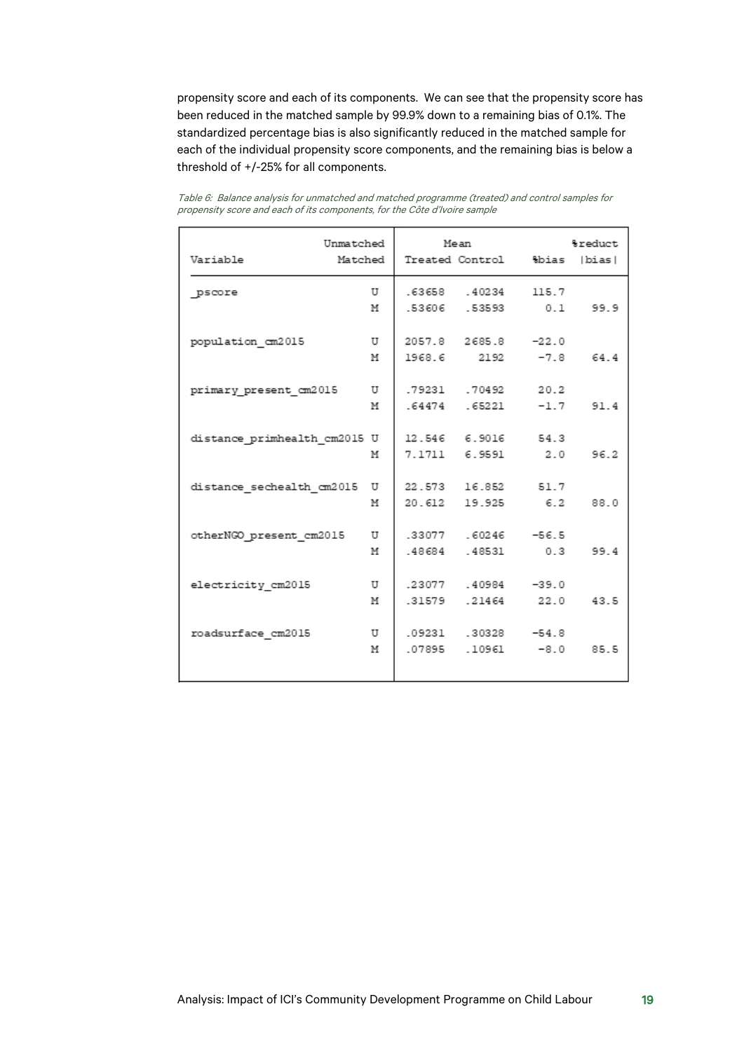propensity score and each of its components. We can see that the propensity score has been reduced in the matched sample by 99.9% down to a remaining bias of 0.1%. The standardized percentage bias is also significantly reduced in the matched sample for each of the individual propensity score components, and the remaining bias is below a threshold of +/-25% for all components.

*Table 6: Balance analysis for unmatched and matched programme (treated) and control samples for propensity score and each of its components, for the Côte d'Ivoire sample*

| Variable | Unmatched Matched | Mean Treated | Mean Control | %bias | %reduct \|bias\| |
|---|---|---|---|---|---|
| _pscore | U | .63658 | .40234 | 115.7 | |
| | M | .53606 | .53593 | 0.1 | 99.9 |
| population_cm2015 | U | 2057.8 | 2685.8 | -22.0 | |
| | M | 1968.6 | 2192 | -7.8 | 64.4 |
| primary_present_cm2015 | U | .79231 | .70492 | 20.2 | |
| | M | .64474 | .65221 | -1.7 | 91.4 |
| distance_primhealth_cm2015 | U | 12.546 | 6.9016 | 54.3 | |
| | M | 7.1711 | 6.9591 | 2.0 | 96.2 |
| distance_sechealth_cm2015 | U | 22.573 | 16.852 | 51.7 | |
| | M | 20.612 | 19.925 | 6.2 | 88.0 |
| otherNGO_present_cm2015 | U | .33077 | .60246 | -56.5 | |
| | M | .48684 | .48531 | 0.3 | 99.4 |
| electricity_cm2015 | U | .23077 | .40984 | -39.0 | |
| | M | .31579 | .21464 | 22.0 | 43.5 |
| roadsurface_cm2015 | U | .09231 | .30328 | -54.8 | |
| | M | .07895 | .10961 | -8.0 | 85.5 |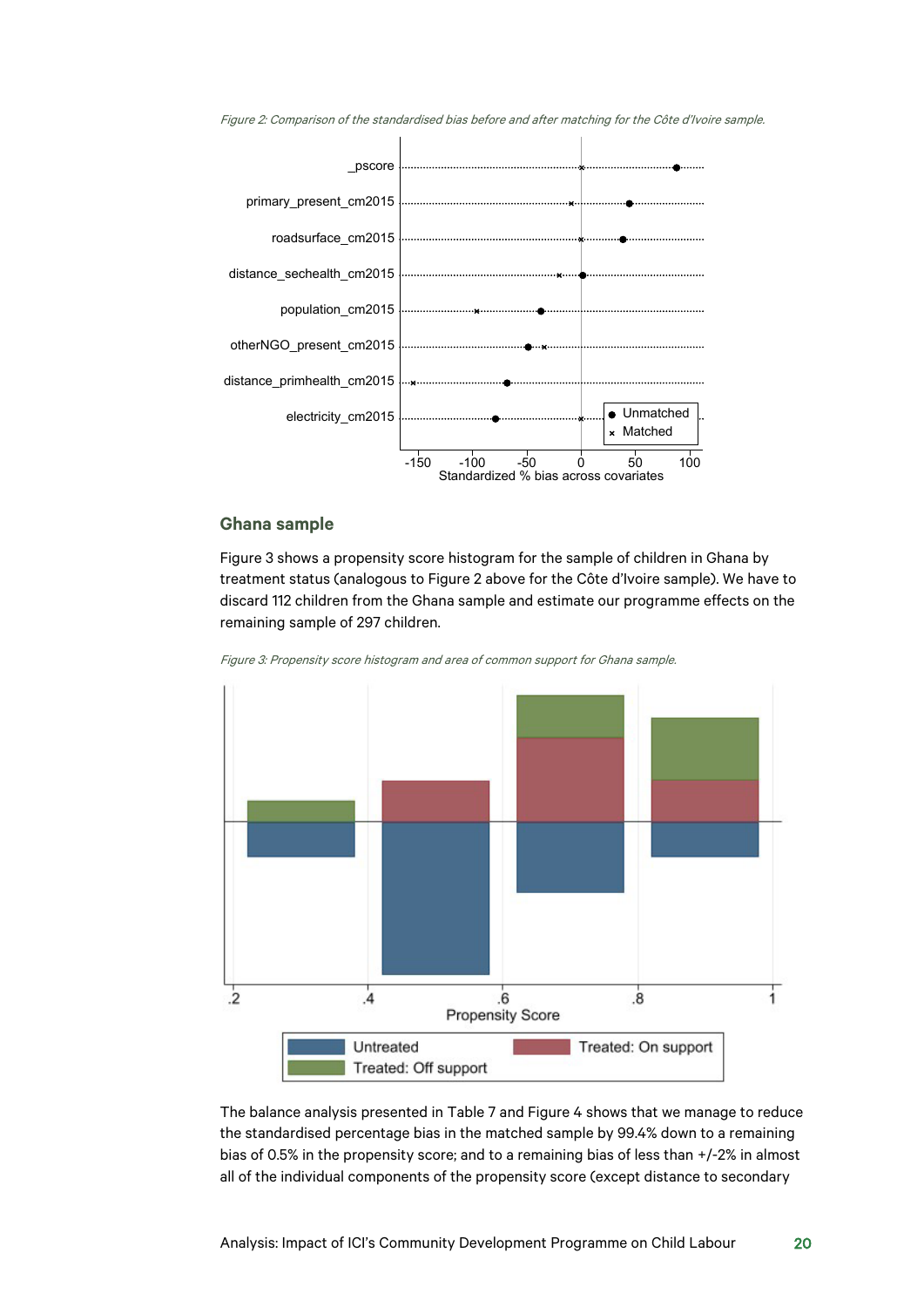*Figure 2: Comparison of the standardised bias before and after matching for the Côte d'Ivoire sample.*

## Ghana sample

Figure 3 shows a propensity score histogram for the sample of children in Ghana by treatment status (analogous to Figure 2 above for the Côte d'Ivoire sample). We have to discard 112 children from the Ghana sample and estimate our programme effects on the remaining sample of 297 children.

*Figure 3: Propensity score histogram and area of common support for Ghana sample.*

The balance analysis presented in Table 7 and Figure 4 shows that we manage to reduce the standardised percentage bias in the matched sample by 99.4% down to a remaining bias of 0.5% in the propensity score; and to a remaining bias of less than +/-2% in almost all of the individual components of the propensity score (except distance to secondary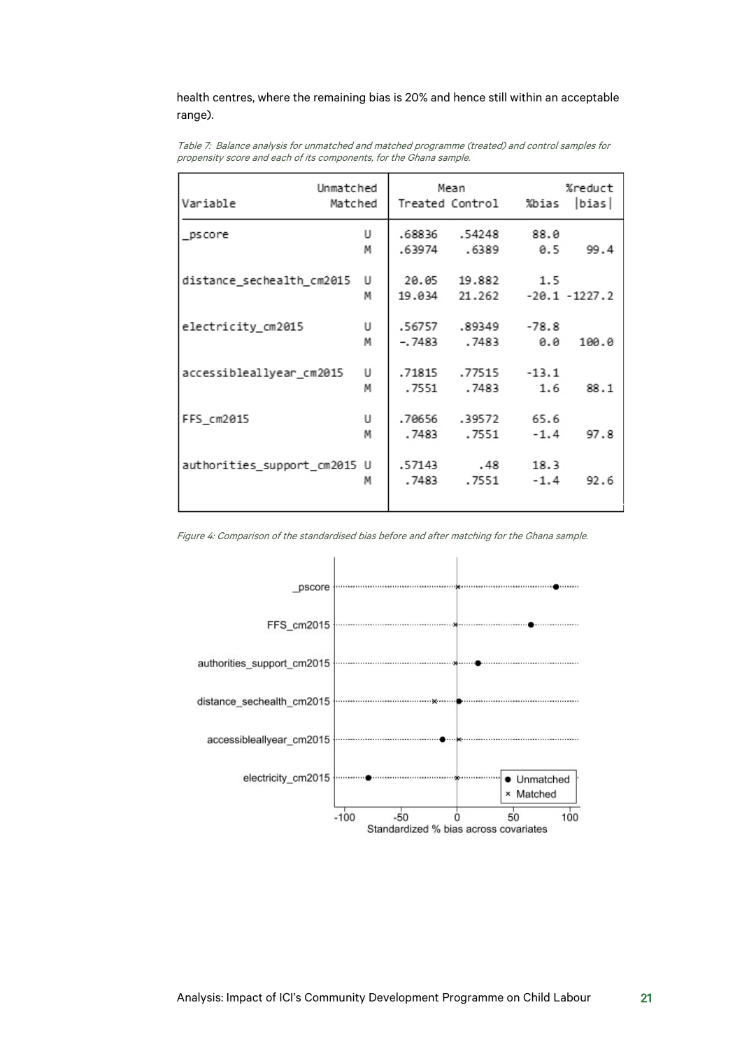health centres, where the remaining bias is 20% and hence still within an acceptable range).

*Table 7: Balance analysis for unmatched and matched programme (treated) and control samples for propensity score and each of its components, for the Ghana sample.*

| Variable | Unmatched / Matched | Mean Treated | Mean Control | %bias | %reduct \|bias\| |
|---|---|---|---|---|---|
| _pscore | U | .68836 | .54248 | 88.0 | |
| | M | .63974 | .6389 | 0.5 | 99.4 |
| distance_sechealth_cm2015 | U | 20.05 | 19.882 | 1.5 | |
| | M | 19.034 | 21.262 | -20.1 | -1227.2 |
| electricity_cm2015 | U | .56757 | .89349 | -78.8 | |
| | M | -.7483 | .7483 | 0.0 | 100.0 |
| accessibleallyear_cm2015 | U | .71815 | .77515 | -13.1 | |
| | M | .7551 | .7483 | 1.6 | 88.1 |
| FFS_cm2015 | U | .70656 | .39572 | 65.6 | |
| | M | .7483 | .7551 | -1.4 | 97.8 |
| authorities_support_cm2015 | U | .57143 | .48 | 18.3 | |
| | M | .7483 | .7551 | -1.4 | 92.6 |

*Figure 4: Comparison of the standardised bias before and after matching for the Ghana sample.*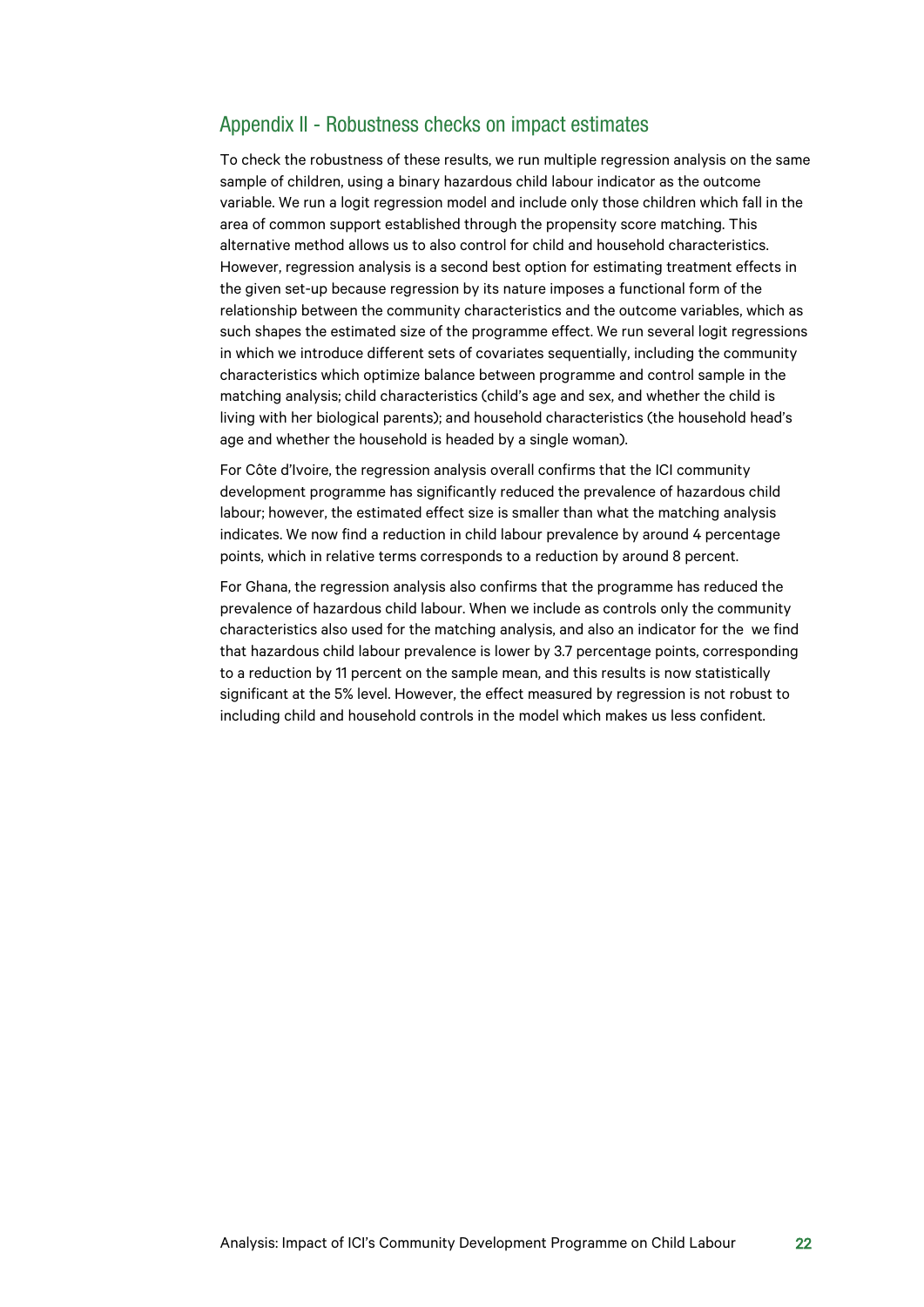## Appendix II - Robustness checks on impact estimates

To check the robustness of these results, we run multiple regression analysis on the same sample of children, using a binary hazardous child labour indicator as the outcome variable. We run a logit regression model and include only those children which fall in the area of common support established through the propensity score matching. This alternative method allows us to also control for child and household characteristics. However, regression analysis is a second best option for estimating treatment effects in the given set-up because regression by its nature imposes a functional form of the relationship between the community characteristics and the outcome variables, which as such shapes the estimated size of the programme effect. We run several logit regressions in which we introduce different sets of covariates sequentially, including the community characteristics which optimize balance between programme and control sample in the matching analysis; child characteristics (child's age and sex, and whether the child is living with her biological parents); and household characteristics (the household head's age and whether the household is headed by a single woman).

For Côte d'Ivoire, the regression analysis overall confirms that the ICI community development programme has significantly reduced the prevalence of hazardous child labour; however, the estimated effect size is smaller than what the matching analysis indicates. We now find a reduction in child labour prevalence by around 4 percentage points, which in relative terms corresponds to a reduction by around 8 percent.

For Ghana, the regression analysis also confirms that the programme has reduced the prevalence of hazardous child labour. When we include as controls only the community characteristics also used for the matching analysis, and also an indicator for the we find that hazardous child labour prevalence is lower by 3.7 percentage points, corresponding to a reduction by 11 percent on the sample mean, and this results is now statistically significant at the 5% level. However, the effect measured by regression is not robust to including child and household controls in the model which makes us less confident.